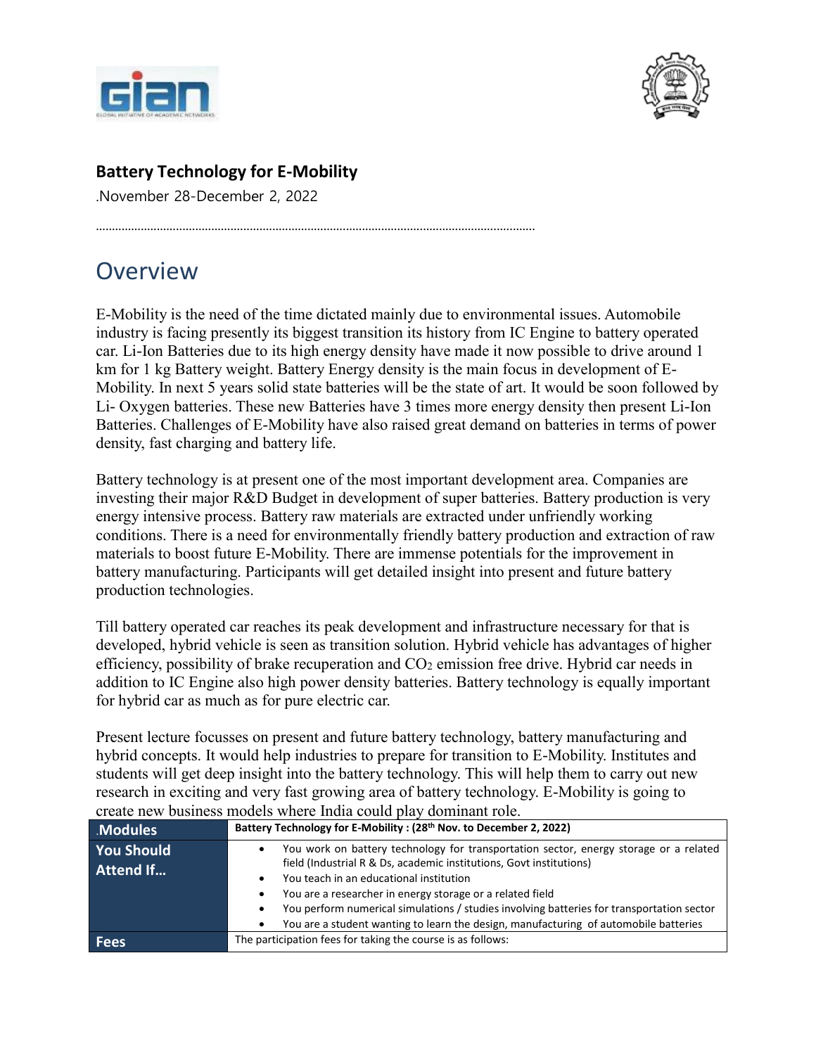**Battery Technology for E-Mobility**

.November 28-December 2, 2022

………………………………………………………………………………………………………………

# Overview

E-Mobility is the need of the time dictated mainly due to environmental issues. Automobile industry is facing presently its biggest transition its history from IC Engine to battery operated car. Li-Ion Batteries due to its high energy density have made it now possible to drive around 1 km for 1 kg Battery weight. Battery Energy density is the main focus in development of E-Mobility. In next 5 years solid state batteries will be the state of art. It would be soon followed by Li- Oxygen batteries. These new Batteries have 3 times more energy density then present Li-Ion Batteries. Challenges of E-Mobility have also raised great demand on batteries in terms of power density, fast charging and battery life.

Battery technology is at present one of the most important development area. Companies are investing their major R&D Budget in development of super batteries. Battery production is very energy intensive process. Battery raw materials are extracted under unfriendly working conditions. There is a need for environmentally friendly battery production and extraction of raw materials to boost future E-Mobility. There are immense potentials for the improvement in battery manufacturing. Participants will get detailed insight into present and future battery production technologies.

Till battery operated car reaches its peak development and infrastructure necessary for that is developed, hybrid vehicle is seen as transition solution. Hybrid vehicle has advantages of higher efficiency, possibility of brake recuperation and $CO_2$ emission free drive. Hybrid car needs in addition to IC Engine also high power density batteries. Battery technology is equally important for hybrid car as much as for pure electric car.

Present lecture focusses on present and future battery technology, battery manufacturing and hybrid concepts. It would help industries to prepare for transition to E-Mobility. Institutes and students will get deep insight into the battery technology. This will help them to carry out new research in exciting and very fast growing area of battery technology. E-Mobility is going to create new business models where India could play dominant role.

| .Modules | **Battery Technology for E-Mobility : (28th Nov. to December 2, 2022)** |
|---|---|
| **You Should Attend If…** | • You work on battery technology for transportation sector, energy storage or a related field (Industrial R & Ds, academic institutions, Govt institutions)<br>• You teach in an educational institution<br>• You are a researcher in energy storage or a related field<br>• You perform numerical simulations / studies involving batteries for transportation sector<br>• You are a student wanting to learn the design, manufacturing of automobile batteries |
| **Fees** | The participation fees for taking the course is as follows: |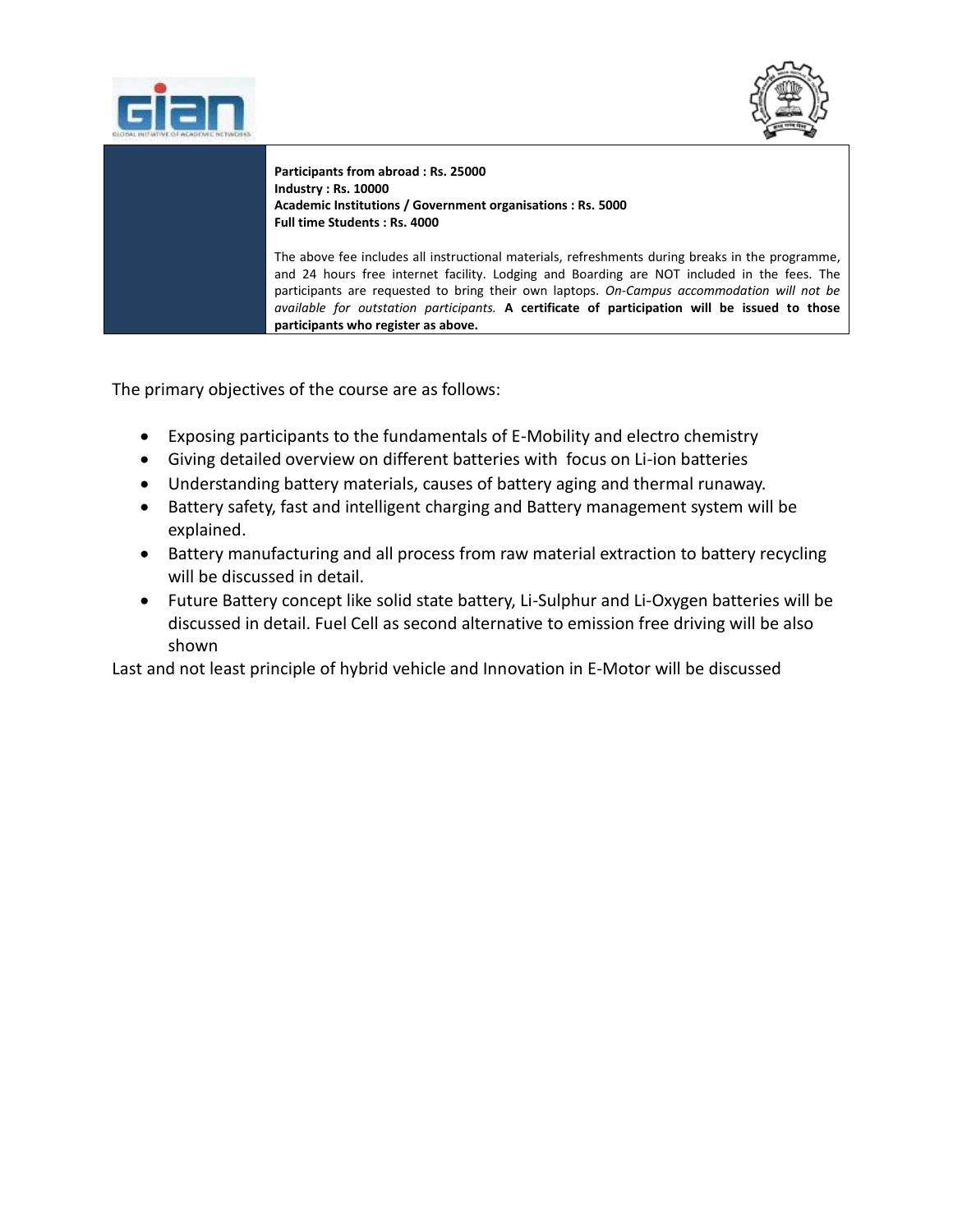| | **Participants from abroad : Rs. 25000**<br>**Industry : Rs. 10000**<br>**Academic Institutions / Government organisations : Rs. 5000**<br>**Full time Students : Rs. 4000**<br><br>The above fee includes all instructional materials, refreshments during breaks in the programme, and 24 hours free internet facility. Lodging and Boarding are NOT included in the fees. The participants are requested to bring their own laptops. *On-Campus accommodation will not be available for outstation participants.* **A certificate of participation will be issued to those participants who register as above.** |
|---|---|

The primary objectives of the course are as follows:

- Exposing participants to the fundamentals of E-Mobility and electro chemistry
- Giving detailed overview on different batteries with focus on Li-ion batteries
- Understanding battery materials, causes of battery aging and thermal runaway.
- Battery safety, fast and intelligent charging and Battery management system will be explained.
- Battery manufacturing and all process from raw material extraction to battery recycling will be discussed in detail.
- Future Battery concept like solid state battery, Li-Sulphur and Li-Oxygen batteries will be discussed in detail. Fuel Cell as second alternative to emission free driving will be also shown

Last and not least principle of hybrid vehicle and Innovation in E-Motor will be discussed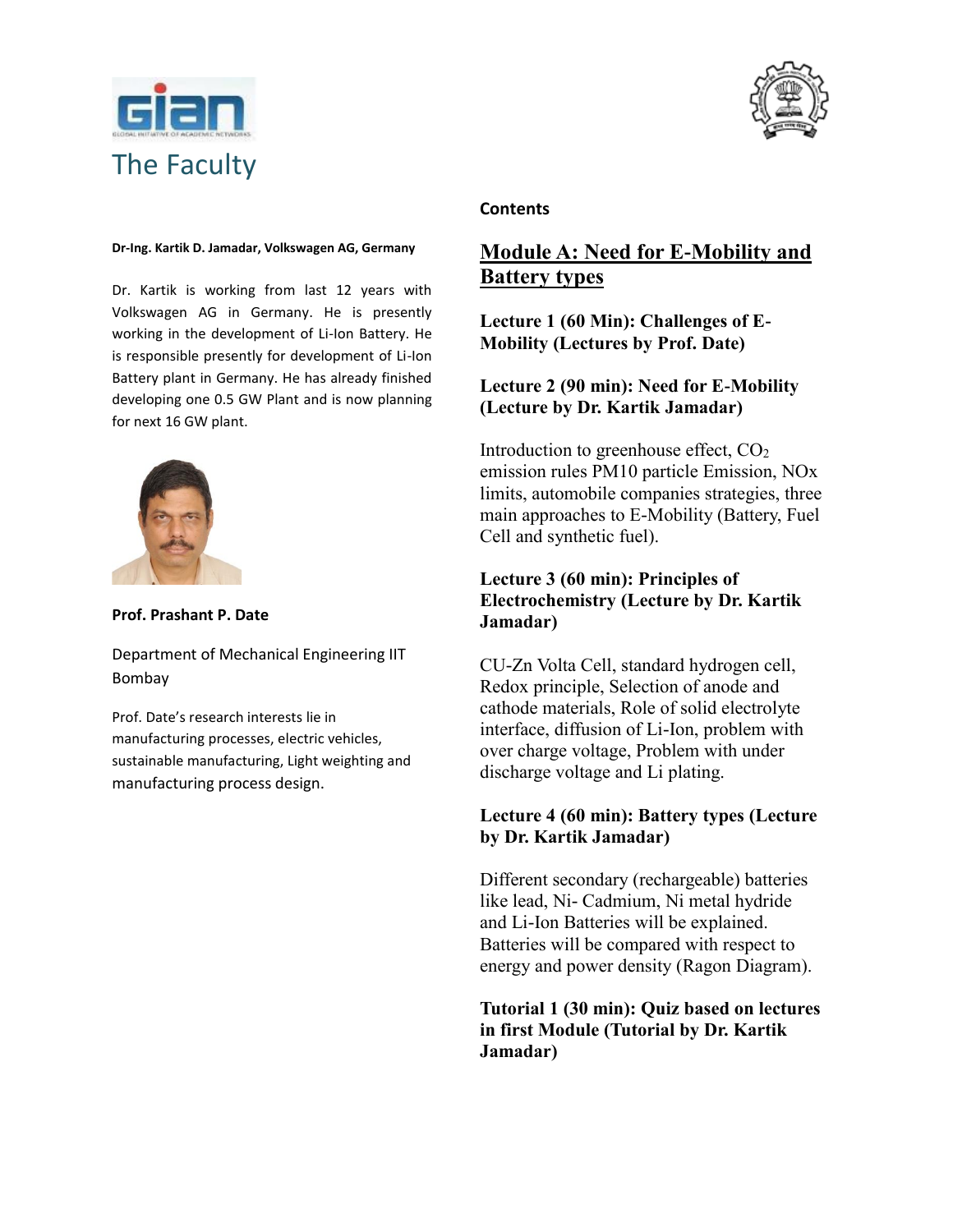# The Faculty

**Dr-Ing. Kartik D. Jamadar, Volkswagen AG, Germany**

Dr. Kartik is working from last 12 years with Volkswagen AG in Germany. He is presently working in the development of Li-Ion Battery. He is responsible presently for development of Li-Ion Battery plant in Germany. He has already finished developing one 0.5 GW Plant and is now planning for next 16 GW plant.

**Prof. Prashant P. Date**

Department of Mechanical Engineering IIT Bombay

Prof. Date's research interests lie in manufacturing processes, electric vehicles, sustainable manufacturing, Light weighting and manufacturing process design.

**Contents**

## Module A: Need for E-Mobility and Battery types

### Lecture 1 (60 Min): Challenges of E-Mobility (Lectures by Prof. Date)

### Lecture 2 (90 min): Need for E-Mobility (Lecture by Dr. Kartik Jamadar)

Introduction to greenhouse effect, $CO_2$ emission rules PM10 particle Emission, NOx limits, automobile companies strategies, three main approaches to E-Mobility (Battery, Fuel Cell and synthetic fuel).

### Lecture 3 (60 min): Principles of Electrochemistry (Lecture by Dr. Kartik Jamadar)

CU-Zn Volta Cell, standard hydrogen cell, Redox principle, Selection of anode and cathode materials, Role of solid electrolyte interface, diffusion of Li-Ion, problem with over charge voltage, Problem with under discharge voltage and Li plating.

### Lecture 4 (60 min): Battery types (Lecture by Dr. Kartik Jamadar)

Different secondary (rechargeable) batteries like lead, Ni- Cadmium, Ni metal hydride and Li-Ion Batteries will be explained. Batteries will be compared with respect to energy and power density (Ragon Diagram).

### Tutorial 1 (30 min): Quiz based on lectures in first Module (Tutorial by Dr. Kartik Jamadar)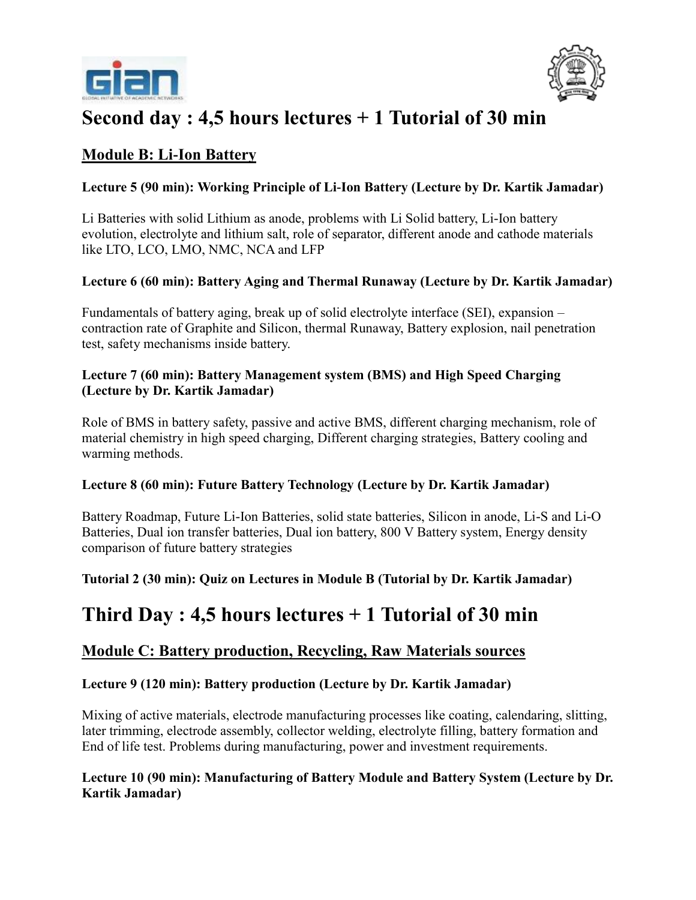# Second day : 4,5 hours lectures + 1 Tutorial of 30 min

## Module B: Li-Ion Battery

**Lecture 5 (90 min): Working Principle of Li-Ion Battery (Lecture by Dr. Kartik Jamadar)**

Li Batteries with solid Lithium as anode, problems with Li Solid battery, Li-Ion battery evolution, electrolyte and lithium salt, role of separator, different anode and cathode materials like LTO, LCO, LMO, NMC, NCA and LFP

**Lecture 6 (60 min): Battery Aging and Thermal Runaway (Lecture by Dr. Kartik Jamadar)**

Fundamentals of battery aging, break up of solid electrolyte interface (SEI), expansion – contraction rate of Graphite and Silicon, thermal Runaway, Battery explosion, nail penetration test, safety mechanisms inside battery.

**Lecture 7 (60 min): Battery Management system (BMS) and High Speed Charging (Lecture by Dr. Kartik Jamadar)**

Role of BMS in battery safety, passive and active BMS, different charging mechanism, role of material chemistry in high speed charging, Different charging strategies, Battery cooling and warming methods.

**Lecture 8 (60 min): Future Battery Technology (Lecture by Dr. Kartik Jamadar)**

Battery Roadmap, Future Li-Ion Batteries, solid state batteries, Silicon in anode, Li-S and Li-O Batteries, Dual ion transfer batteries, Dual ion battery, 800 V Battery system, Energy density comparison of future battery strategies

**Tutorial 2 (30 min): Quiz on Lectures in Module B (Tutorial by Dr. Kartik Jamadar)**

# Third Day : 4,5 hours lectures + 1 Tutorial of 30 min

## Module C: Battery production, Recycling, Raw Materials sources

**Lecture 9 (120 min): Battery production (Lecture by Dr. Kartik Jamadar)**

Mixing of active materials, electrode manufacturing processes like coating, calendaring, slitting, later trimming, electrode assembly, collector welding, electrolyte filling, battery formation and End of life test. Problems during manufacturing, power and investment requirements.

**Lecture 10 (90 min): Manufacturing of Battery Module and Battery System (Lecture by Dr. Kartik Jamadar)**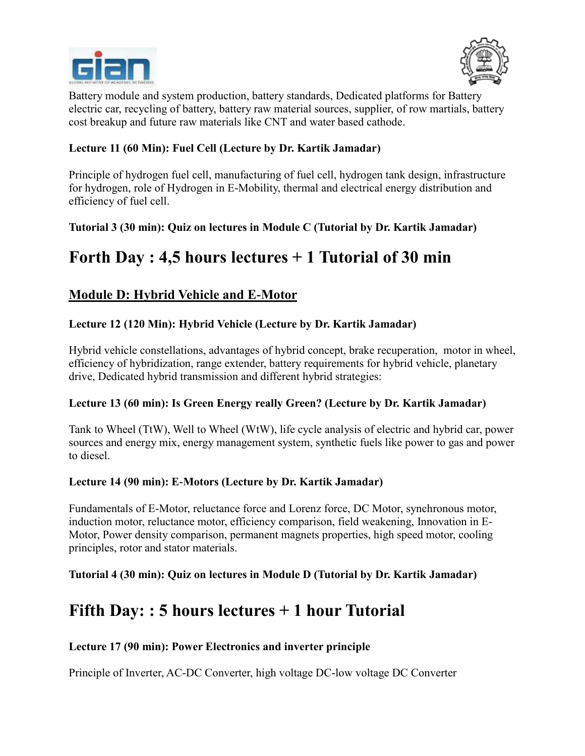Battery module and system production, battery standards, Dedicated platforms for Battery electric car, recycling of battery, battery raw material sources, supplier, of row martials, battery cost breakup and future raw materials like CNT and water based cathode.

**Lecture 11 (60 Min): Fuel Cell (Lecture by Dr. Kartik Jamadar)**

Principle of hydrogen fuel cell, manufacturing of fuel cell, hydrogen tank design, infrastructure for hydrogen, role of Hydrogen in E-Mobility, thermal and electrical energy distribution and efficiency of fuel cell.

**Tutorial 3 (30 min): Quiz on lectures in Module C (Tutorial by Dr. Kartik Jamadar)**

# Forth Day : 4,5 hours lectures + 1 Tutorial of 30 min

## Module D: Hybrid Vehicle and E-Motor

**Lecture 12 (120 Min): Hybrid Vehicle (Lecture by Dr. Kartik Jamadar)**

Hybrid vehicle constellations, advantages of hybrid concept, brake recuperation, motor in wheel, efficiency of hybridization, range extender, battery requirements for hybrid vehicle, planetary drive, Dedicated hybrid transmission and different hybrid strategies:

**Lecture 13 (60 min): Is Green Energy really Green? (Lecture by Dr. Kartik Jamadar)**

Tank to Wheel (TtW), Well to Wheel (WtW), life cycle analysis of electric and hybrid car, power sources and energy mix, energy management system, synthetic fuels like power to gas and power to diesel.

**Lecture 14 (90 min): E-Motors (Lecture by Dr. Kartik Jamadar)**

Fundamentals of E-Motor, reluctance force and Lorenz force, DC Motor, synchronous motor, induction motor, reluctance motor, efficiency comparison, field weakening, Innovation in E-Motor, Power density comparison, permanent magnets properties, high speed motor, cooling principles, rotor and stator materials.

**Tutorial 4 (30 min): Quiz on lectures in Module D (Tutorial by Dr. Kartik Jamadar)**

# Fifth Day: : 5 hours lectures + 1 hour Tutorial

**Lecture 17 (90 min): Power Electronics and inverter principle**

Principle of Inverter, AC-DC Converter, high voltage DC-low voltage DC Converter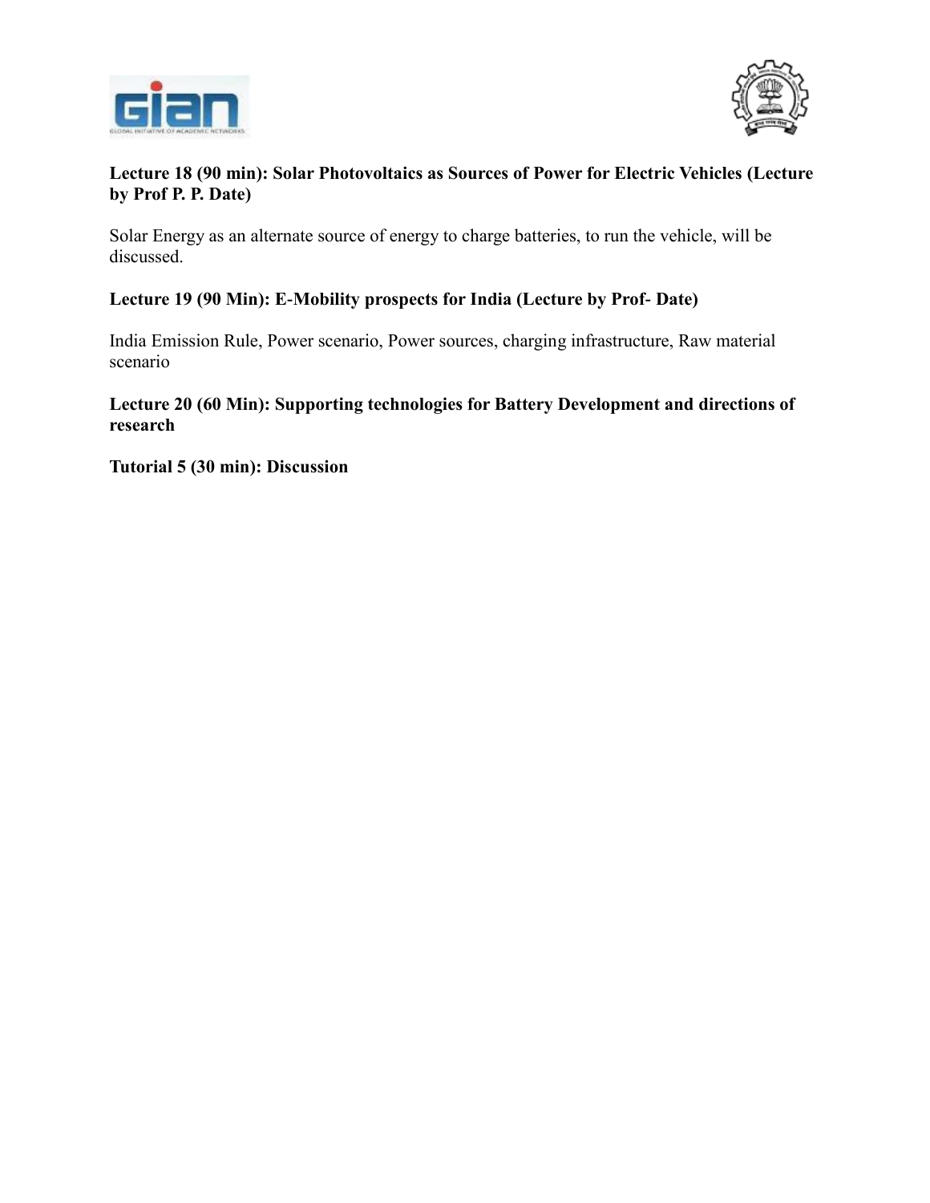**Lecture 18 (90 min): Solar Photovoltaics as Sources of Power for Electric Vehicles (Lecture by Prof P. P. Date)**

Solar Energy as an alternate source of energy to charge batteries, to run the vehicle, will be discussed.

**Lecture 19 (90 Min): E-Mobility prospects for India (Lecture by Prof- Date)**

India Emission Rule, Power scenario, Power sources, charging infrastructure, Raw material scenario

**Lecture 20 (60 Min): Supporting technologies for Battery Development and directions of research**

**Tutorial 5 (30 min): Discussion**